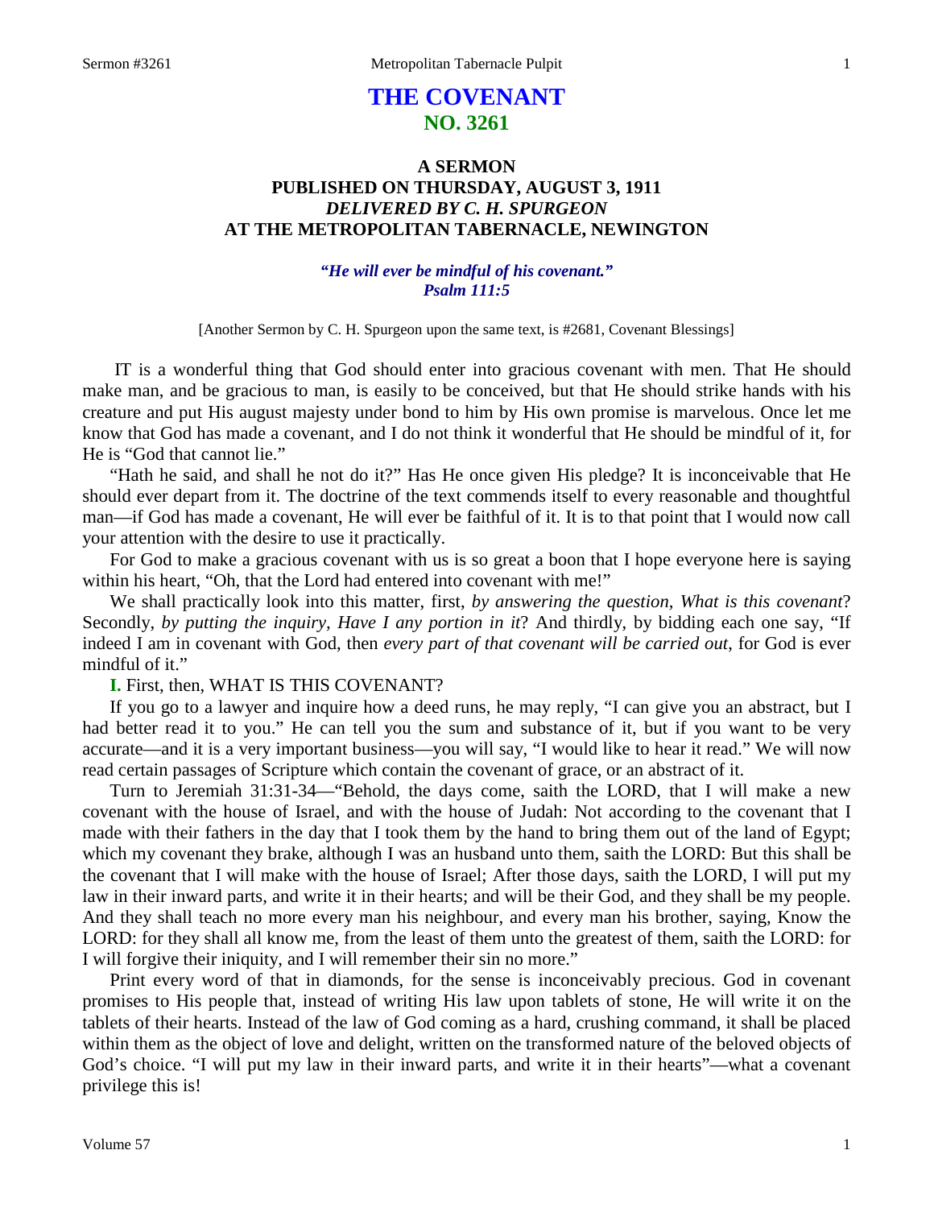# THE COVENANT
## NO. 3261

### A SERMON
### PUBLISHED ON THURSDAY, AUGUST 3, 1911
### *DELIVERED BY C. H. SPURGEON*
### AT THE METROPOLITAN TABERNACLE, NEWINGTON

***"He will ever be mindful of his covenant." Psalm 111:5***

[Another Sermon by C. H. Spurgeon upon the same text, is #2681, Covenant Blessings]

IT is a wonderful thing that God should enter into gracious covenant with men. That He should make man, and be gracious to man, is easily to be conceived, but that He should strike hands with his creature and put His august majesty under bond to him by His own promise is marvelous. Once let me know that God has made a covenant, and I do not think it wonderful that He should be mindful of it, for He is "God that cannot lie."

"Hath he said, and shall he not do it?" Has He once given His pledge? It is inconceivable that He should ever depart from it. The doctrine of the text commends itself to every reasonable and thoughtful man—if God has made a covenant, He will ever be faithful of it. It is to that point that I would now call your attention with the desire to use it practically.

For God to make a gracious covenant with us is so great a boon that I hope everyone here is saying within his heart, "Oh, that the Lord had entered into covenant with me!"

We shall practically look into this matter, first, *by answering the question, What is this covenant*? Secondly, *by putting the inquiry, Have I any portion in it*? And thirdly, by bidding each one say, "If indeed I am in covenant with God, then *every part of that covenant will be carried out*, for God is ever mindful of it."

**I.** First, then, WHAT IS THIS COVENANT?

If you go to a lawyer and inquire how a deed runs, he may reply, "I can give you an abstract, but I had better read it to you." He can tell you the sum and substance of it, but if you want to be very accurate—and it is a very important business—you will say, "I would like to hear it read." We will now read certain passages of Scripture which contain the covenant of grace, or an abstract of it.

Turn to Jeremiah 31:31-34—"Behold, the days come, saith the LORD, that I will make a new covenant with the house of Israel, and with the house of Judah: Not according to the covenant that I made with their fathers in the day that I took them by the hand to bring them out of the land of Egypt; which my covenant they brake, although I was an husband unto them, saith the LORD: But this shall be the covenant that I will make with the house of Israel; After those days, saith the LORD, I will put my law in their inward parts, and write it in their hearts; and will be their God, and they shall be my people. And they shall teach no more every man his neighbour, and every man his brother, saying, Know the LORD: for they shall all know me, from the least of them unto the greatest of them, saith the LORD: for I will forgive their iniquity, and I will remember their sin no more."

Print every word of that in diamonds, for the sense is inconceivably precious. God in covenant promises to His people that, instead of writing His law upon tablets of stone, He will write it on the tablets of their hearts. Instead of the law of God coming as a hard, crushing command, it shall be placed within them as the object of love and delight, written on the transformed nature of the beloved objects of God's choice. "I will put my law in their inward parts, and write it in their hearts"—what a covenant privilege this is!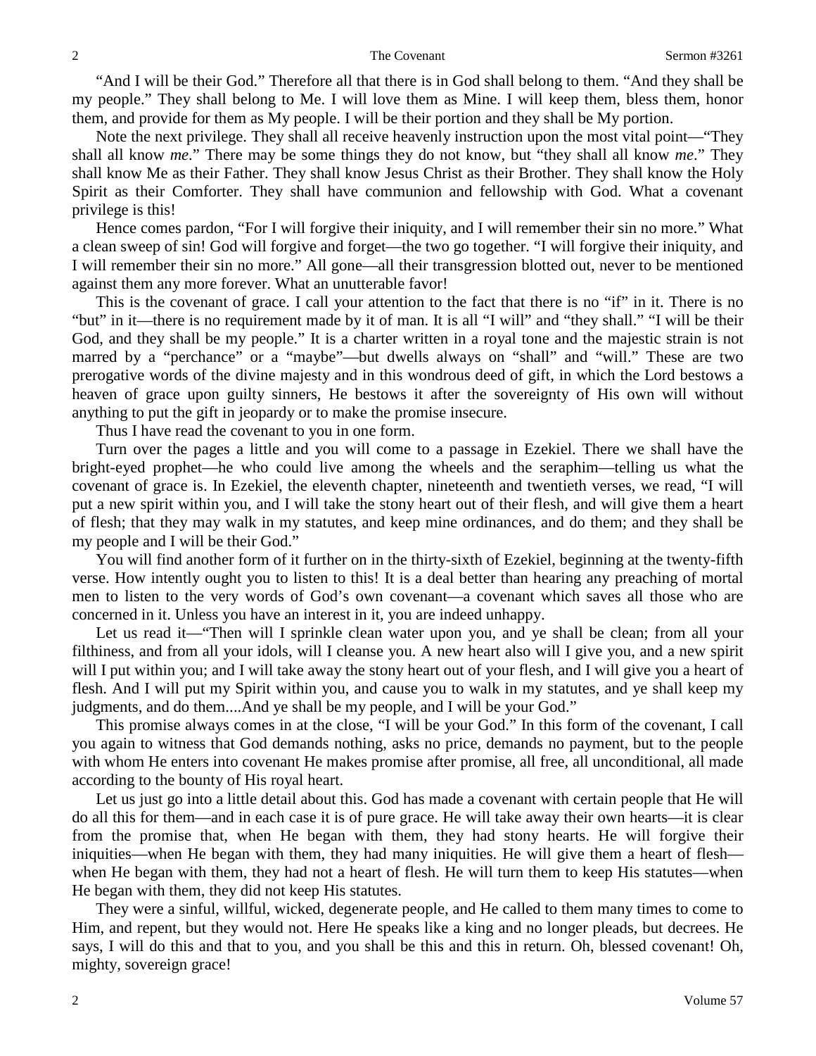"And I will be their God." Therefore all that there is in God shall belong to them. "And they shall be my people." They shall belong to Me. I will love them as Mine. I will keep them, bless them, honor them, and provide for them as My people. I will be their portion and they shall be My portion.

Note the next privilege. They shall all receive heavenly instruction upon the most vital point—"They shall all know *me*." There may be some things they do not know, but "they shall all know *me*." They shall know Me as their Father. They shall know Jesus Christ as their Brother. They shall know the Holy Spirit as their Comforter. They shall have communion and fellowship with God. What a covenant privilege is this!

Hence comes pardon, "For I will forgive their iniquity, and I will remember their sin no more." What a clean sweep of sin! God will forgive and forget—the two go together. "I will forgive their iniquity, and I will remember their sin no more." All gone—all their transgression blotted out, never to be mentioned against them any more forever. What an unutterable favor!

This is the covenant of grace. I call your attention to the fact that there is no "if" in it. There is no "but" in it—there is no requirement made by it of man. It is all "I will" and "they shall." "I will be their God, and they shall be my people." It is a charter written in a royal tone and the majestic strain is not marred by a "perchance" or a "maybe"—but dwells always on "shall" and "will." These are two prerogative words of the divine majesty and in this wondrous deed of gift, in which the Lord bestows a heaven of grace upon guilty sinners, He bestows it after the sovereignty of His own will without anything to put the gift in jeopardy or to make the promise insecure.

Thus I have read the covenant to you in one form.

Turn over the pages a little and you will come to a passage in Ezekiel. There we shall have the bright-eyed prophet—he who could live among the wheels and the seraphim—telling us what the covenant of grace is. In Ezekiel, the eleventh chapter, nineteenth and twentieth verses, we read, "I will put a new spirit within you, and I will take the stony heart out of their flesh, and will give them a heart of flesh; that they may walk in my statutes, and keep mine ordinances, and do them; and they shall be my people and I will be their God."

You will find another form of it further on in the thirty-sixth of Ezekiel, beginning at the twenty-fifth verse. How intently ought you to listen to this! It is a deal better than hearing any preaching of mortal men to listen to the very words of God's own covenant—a covenant which saves all those who are concerned in it. Unless you have an interest in it, you are indeed unhappy.

Let us read it—"Then will I sprinkle clean water upon you, and ye shall be clean; from all your filthiness, and from all your idols, will I cleanse you. A new heart also will I give you, and a new spirit will I put within you; and I will take away the stony heart out of your flesh, and I will give you a heart of flesh. And I will put my Spirit within you, and cause you to walk in my statutes, and ye shall keep my judgments, and do them....And ye shall be my people, and I will be your God."

This promise always comes in at the close, "I will be your God." In this form of the covenant, I call you again to witness that God demands nothing, asks no price, demands no payment, but to the people with whom He enters into covenant He makes promise after promise, all free, all unconditional, all made according to the bounty of His royal heart.

Let us just go into a little detail about this. God has made a covenant with certain people that He will do all this for them—and in each case it is of pure grace. He will take away their own hearts—it is clear from the promise that, when He began with them, they had stony hearts. He will forgive their iniquities—when He began with them, they had many iniquities. He will give them a heart of flesh—when He began with them, they had not a heart of flesh. He will turn them to keep His statutes—when He began with them, they did not keep His statutes.

They were a sinful, willful, wicked, degenerate people, and He called to them many times to come to Him, and repent, but they would not. Here He speaks like a king and no longer pleads, but decrees. He says, I will do this and that to you, and you shall be this and this in return. Oh, blessed covenant! Oh, mighty, sovereign grace!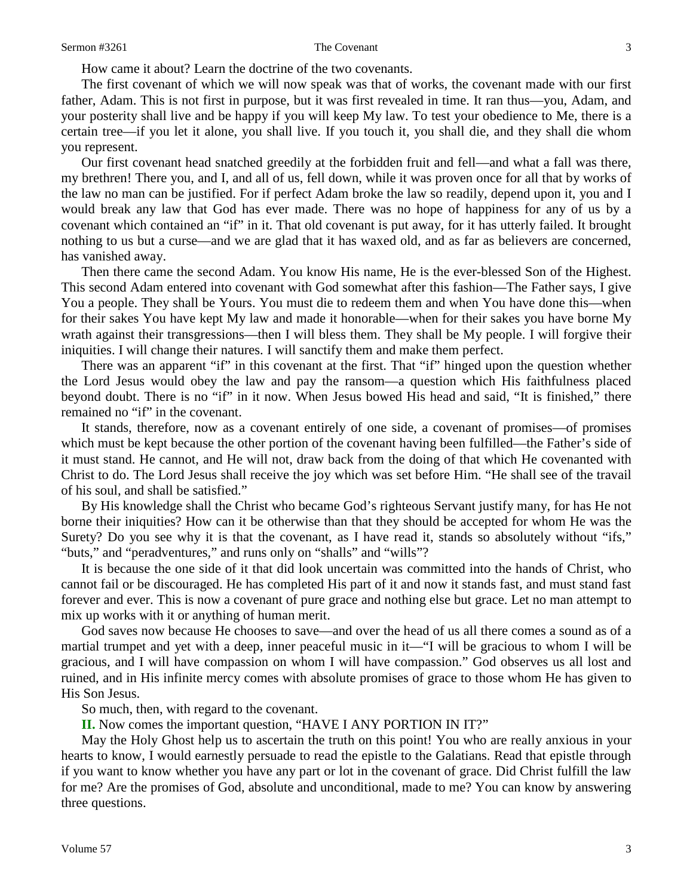How came it about? Learn the doctrine of the two covenants.

The first covenant of which we will now speak was that of works, the covenant made with our first father, Adam. This is not first in purpose, but it was first revealed in time. It ran thus—you, Adam, and your posterity shall live and be happy if you will keep My law. To test your obedience to Me, there is a certain tree—if you let it alone, you shall live. If you touch it, you shall die, and they shall die whom you represent.

Our first covenant head snatched greedily at the forbidden fruit and fell—and what a fall was there, my brethren! There you, and I, and all of us, fell down, while it was proven once for all that by works of the law no man can be justified. For if perfect Adam broke the law so readily, depend upon it, you and I would break any law that God has ever made. There was no hope of happiness for any of us by a covenant which contained an "if" in it. That old covenant is put away, for it has utterly failed. It brought nothing to us but a curse—and we are glad that it has waxed old, and as far as believers are concerned, has vanished away.

Then there came the second Adam. You know His name, He is the ever-blessed Son of the Highest. This second Adam entered into covenant with God somewhat after this fashion—The Father says, I give You a people. They shall be Yours. You must die to redeem them and when You have done this—when for their sakes You have kept My law and made it honorable—when for their sakes you have borne My wrath against their transgressions—then I will bless them. They shall be My people. I will forgive their iniquities. I will change their natures. I will sanctify them and make them perfect.

There was an apparent "if" in this covenant at the first. That "if" hinged upon the question whether the Lord Jesus would obey the law and pay the ransom—a question which His faithfulness placed beyond doubt. There is no "if" in it now. When Jesus bowed His head and said, "It is finished," there remained no "if" in the covenant.

It stands, therefore, now as a covenant entirely of one side, a covenant of promises—of promises which must be kept because the other portion of the covenant having been fulfilled—the Father's side of it must stand. He cannot, and He will not, draw back from the doing of that which He covenanted with Christ to do. The Lord Jesus shall receive the joy which was set before Him. "He shall see of the travail of his soul, and shall be satisfied."

By His knowledge shall the Christ who became God's righteous Servant justify many, for has He not borne their iniquities? How can it be otherwise than that they should be accepted for whom He was the Surety? Do you see why it is that the covenant, as I have read it, stands so absolutely without "ifs," "buts," and "peradventures," and runs only on "shalls" and "wills"?

It is because the one side of it that did look uncertain was committed into the hands of Christ, who cannot fail or be discouraged. He has completed His part of it and now it stands fast, and must stand fast forever and ever. This is now a covenant of pure grace and nothing else but grace. Let no man attempt to mix up works with it or anything of human merit.

God saves now because He chooses to save—and over the head of us all there comes a sound as of a martial trumpet and yet with a deep, inner peaceful music in it—"I will be gracious to whom I will be gracious, and I will have compassion on whom I will have compassion." God observes us all lost and ruined, and in His infinite mercy comes with absolute promises of grace to those whom He has given to His Son Jesus.

So much, then, with regard to the covenant.

**II.** Now comes the important question, "HAVE I ANY PORTION IN IT?"

May the Holy Ghost help us to ascertain the truth on this point! You who are really anxious in your hearts to know, I would earnestly persuade to read the epistle to the Galatians. Read that epistle through if you want to know whether you have any part or lot in the covenant of grace. Did Christ fulfill the law for me? Are the promises of God, absolute and unconditional, made to me? You can know by answering three questions.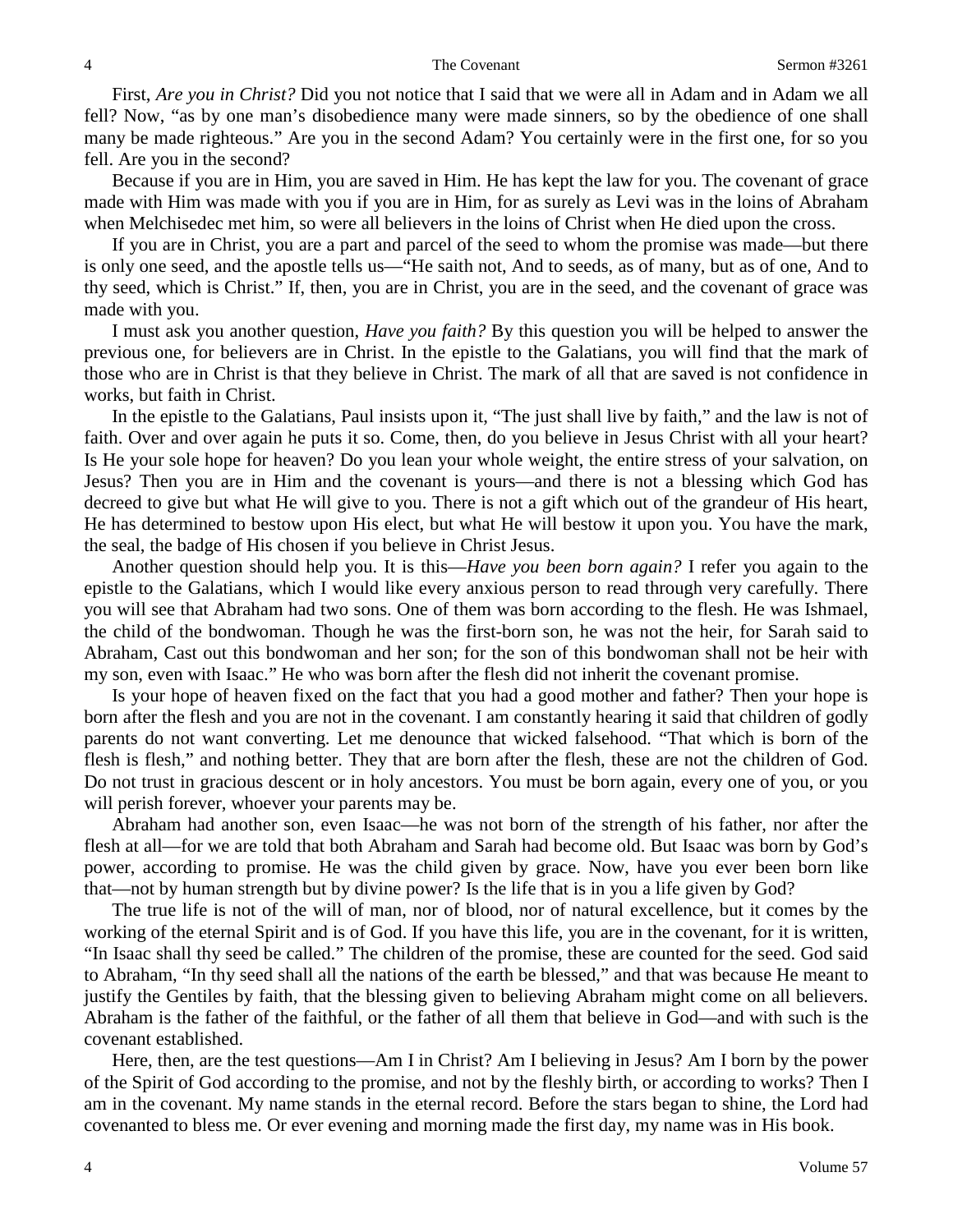First, *Are you in Christ?* Did you not notice that I said that we were all in Adam and in Adam we all fell? Now, "as by one man's disobedience many were made sinners, so by the obedience of one shall many be made righteous." Are you in the second Adam? You certainly were in the first one, for so you fell. Are you in the second?

Because if you are in Him, you are saved in Him. He has kept the law for you. The covenant of grace made with Him was made with you if you are in Him, for as surely as Levi was in the loins of Abraham when Melchisedec met him, so were all believers in the loins of Christ when He died upon the cross.

If you are in Christ, you are a part and parcel of the seed to whom the promise was made—but there is only one seed, and the apostle tells us—"He saith not, And to seeds, as of many, but as of one, And to thy seed, which is Christ." If, then, you are in Christ, you are in the seed, and the covenant of grace was made with you.

I must ask you another question, *Have you faith?* By this question you will be helped to answer the previous one, for believers are in Christ. In the epistle to the Galatians, you will find that the mark of those who are in Christ is that they believe in Christ. The mark of all that are saved is not confidence in works, but faith in Christ.

In the epistle to the Galatians, Paul insists upon it, "The just shall live by faith," and the law is not of faith. Over and over again he puts it so. Come, then, do you believe in Jesus Christ with all your heart? Is He your sole hope for heaven? Do you lean your whole weight, the entire stress of your salvation, on Jesus? Then you are in Him and the covenant is yours—and there is not a blessing which God has decreed to give but what He will give to you. There is not a gift which out of the grandeur of His heart, He has determined to bestow upon His elect, but what He will bestow it upon you. You have the mark, the seal, the badge of His chosen if you believe in Christ Jesus.

Another question should help you. It is this—*Have you been born again?* I refer you again to the epistle to the Galatians, which I would like every anxious person to read through very carefully. There you will see that Abraham had two sons. One of them was born according to the flesh. He was Ishmael, the child of the bondwoman. Though he was the first-born son, he was not the heir, for Sarah said to Abraham, Cast out this bondwoman and her son; for the son of this bondwoman shall not be heir with my son, even with Isaac." He who was born after the flesh did not inherit the covenant promise.

Is your hope of heaven fixed on the fact that you had a good mother and father? Then your hope is born after the flesh and you are not in the covenant. I am constantly hearing it said that children of godly parents do not want converting. Let me denounce that wicked falsehood. "That which is born of the flesh is flesh," and nothing better. They that are born after the flesh, these are not the children of God. Do not trust in gracious descent or in holy ancestors. You must be born again, every one of you, or you will perish forever, whoever your parents may be.

Abraham had another son, even Isaac—he was not born of the strength of his father, nor after the flesh at all—for we are told that both Abraham and Sarah had become old. But Isaac was born by God's power, according to promise. He was the child given by grace. Now, have you ever been born like that—not by human strength but by divine power? Is the life that is in you a life given by God?

The true life is not of the will of man, nor of blood, nor of natural excellence, but it comes by the working of the eternal Spirit and is of God. If you have this life, you are in the covenant, for it is written, "In Isaac shall thy seed be called." The children of the promise, these are counted for the seed. God said to Abraham, "In thy seed shall all the nations of the earth be blessed," and that was because He meant to justify the Gentiles by faith, that the blessing given to believing Abraham might come on all believers. Abraham is the father of the faithful, or the father of all them that believe in God—and with such is the covenant established.

Here, then, are the test questions—Am I in Christ? Am I believing in Jesus? Am I born by the power of the Spirit of God according to the promise, and not by the fleshly birth, or according to works? Then I am in the covenant. My name stands in the eternal record. Before the stars began to shine, the Lord had covenanted to bless me. Or ever evening and morning made the first day, my name was in His book.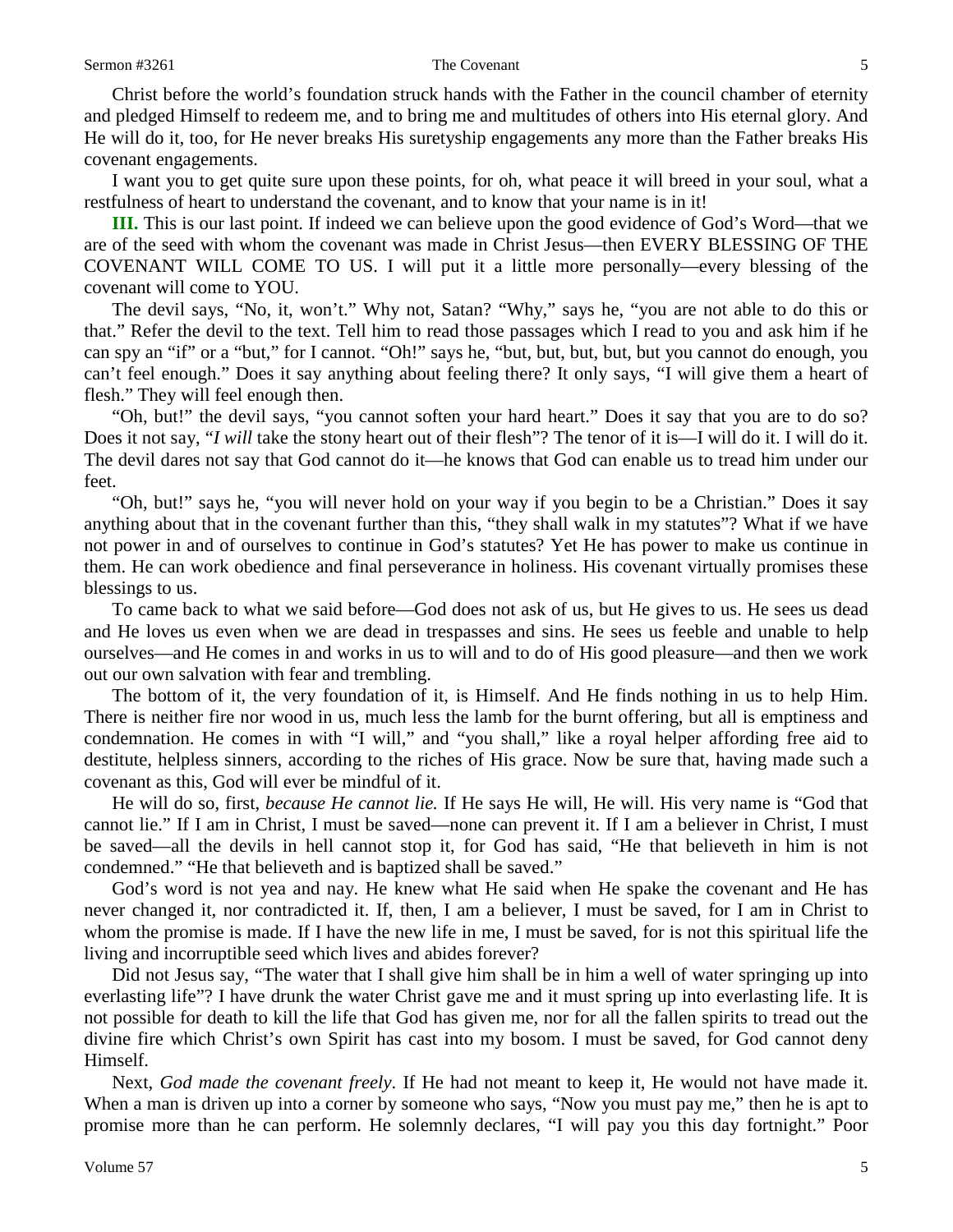Christ before the world's foundation struck hands with the Father in the council chamber of eternity and pledged Himself to redeem me, and to bring me and multitudes of others into His eternal glory. And He will do it, too, for He never breaks His suretyship engagements any more than the Father breaks His covenant engagements.

I want you to get quite sure upon these points, for oh, what peace it will breed in your soul, what a restfulness of heart to understand the covenant, and to know that your name is in it!

**III.** This is our last point. If indeed we can believe upon the good evidence of God's Word—that we are of the seed with whom the covenant was made in Christ Jesus—then EVERY BLESSING OF THE COVENANT WILL COME TO US. I will put it a little more personally—every blessing of the covenant will come to YOU.

The devil says, "No, it, won't." Why not, Satan? "Why," says he, "you are not able to do this or that." Refer the devil to the text. Tell him to read those passages which I read to you and ask him if he can spy an "if" or a "but," for I cannot. "Oh!" says he, "but, but, but, but, but you cannot do enough, you can't feel enough." Does it say anything about feeling there? It only says, "I will give them a heart of flesh." They will feel enough then.

"Oh, but!" the devil says, "you cannot soften your hard heart." Does it say that you are to do so? Does it not say, "*I will* take the stony heart out of their flesh"? The tenor of it is—I will do it. I will do it. The devil dares not say that God cannot do it—he knows that God can enable us to tread him under our feet.

"Oh, but!" says he, "you will never hold on your way if you begin to be a Christian." Does it say anything about that in the covenant further than this, "they shall walk in my statutes"? What if we have not power in and of ourselves to continue in God's statutes? Yet He has power to make us continue in them. He can work obedience and final perseverance in holiness. His covenant virtually promises these blessings to us.

To came back to what we said before—God does not ask of us, but He gives to us. He sees us dead and He loves us even when we are dead in trespasses and sins. He sees us feeble and unable to help ourselves—and He comes in and works in us to will and to do of His good pleasure—and then we work out our own salvation with fear and trembling.

The bottom of it, the very foundation of it, is Himself. And He finds nothing in us to help Him. There is neither fire nor wood in us, much less the lamb for the burnt offering, but all is emptiness and condemnation. He comes in with "I will," and "you shall," like a royal helper affording free aid to destitute, helpless sinners, according to the riches of His grace. Now be sure that, having made such a covenant as this, God will ever be mindful of it.

He will do so, first, *because He cannot lie.* If He says He will, He will. His very name is "God that cannot lie." If I am in Christ, I must be saved—none can prevent it. If I am a believer in Christ, I must be saved—all the devils in hell cannot stop it, for God has said, "He that believeth in him is not condemned." "He that believeth and is baptized shall be saved."

God's word is not yea and nay. He knew what He said when He spake the covenant and He has never changed it, nor contradicted it. If, then, I am a believer, I must be saved, for I am in Christ to whom the promise is made. If I have the new life in me, I must be saved, for is not this spiritual life the living and incorruptible seed which lives and abides forever?

Did not Jesus say, "The water that I shall give him shall be in him a well of water springing up into everlasting life"? I have drunk the water Christ gave me and it must spring up into everlasting life. It is not possible for death to kill the life that God has given me, nor for all the fallen spirits to tread out the divine fire which Christ's own Spirit has cast into my bosom. I must be saved, for God cannot deny Himself.

Next, *God made the covenant freely*. If He had not meant to keep it, He would not have made it. When a man is driven up into a corner by someone who says, "Now you must pay me," then he is apt to promise more than he can perform. He solemnly declares, "I will pay you this day fortnight." Poor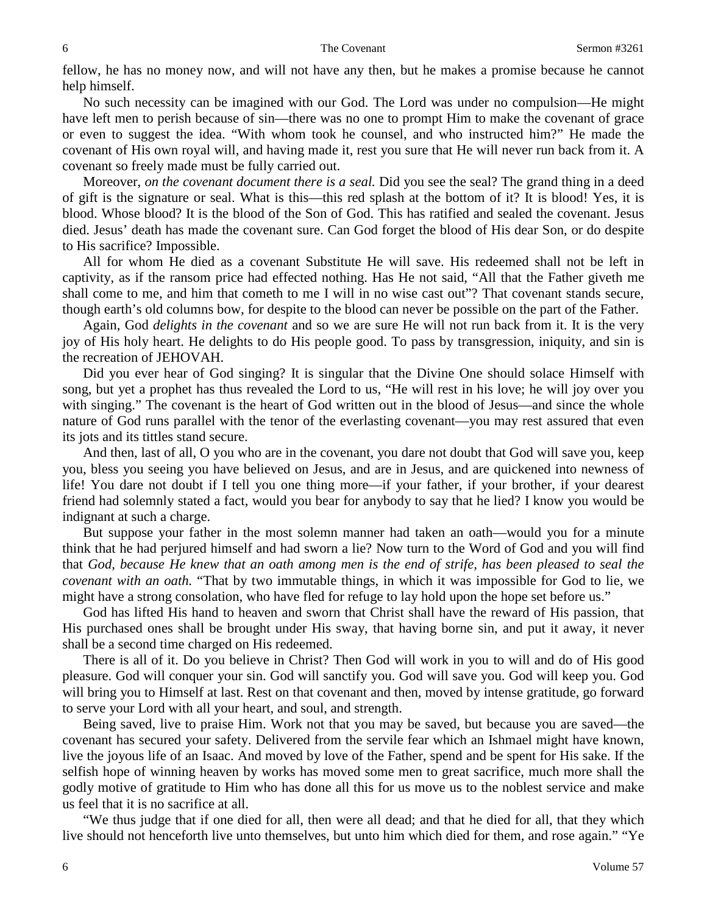fellow, he has no money now, and will not have any then, but he makes a promise because he cannot help himself.

No such necessity can be imagined with our God. The Lord was under no compulsion—He might have left men to perish because of sin—there was no one to prompt Him to make the covenant of grace or even to suggest the idea. "With whom took he counsel, and who instructed him?" He made the covenant of His own royal will, and having made it, rest you sure that He will never run back from it. A covenant so freely made must be fully carried out.

Moreover, *on the covenant document there is a seal.* Did you see the seal? The grand thing in a deed of gift is the signature or seal. What is this—this red splash at the bottom of it? It is blood! Yes, it is blood. Whose blood? It is the blood of the Son of God. This has ratified and sealed the covenant. Jesus died. Jesus' death has made the covenant sure. Can God forget the blood of His dear Son, or do despite to His sacrifice? Impossible.

All for whom He died as a covenant Substitute He will save. His redeemed shall not be left in captivity, as if the ransom price had effected nothing. Has He not said, "All that the Father giveth me shall come to me, and him that cometh to me I will in no wise cast out"? That covenant stands secure, though earth's old columns bow, for despite to the blood can never be possible on the part of the Father.

Again, God *delights in the covenant* and so we are sure He will not run back from it. It is the very joy of His holy heart. He delights to do His people good. To pass by transgression, iniquity, and sin is the recreation of JEHOVAH.

Did you ever hear of God singing? It is singular that the Divine One should solace Himself with song, but yet a prophet has thus revealed the Lord to us, "He will rest in his love; he will joy over you with singing." The covenant is the heart of God written out in the blood of Jesus—and since the whole nature of God runs parallel with the tenor of the everlasting covenant—you may rest assured that even its jots and its tittles stand secure.

And then, last of all, O you who are in the covenant, you dare not doubt that God will save you, keep you, bless you seeing you have believed on Jesus, and are in Jesus, and are quickened into newness of life! You dare not doubt if I tell you one thing more—if your father, if your brother, if your dearest friend had solemnly stated a fact, would you bear for anybody to say that he lied? I know you would be indignant at such a charge.

But suppose your father in the most solemn manner had taken an oath—would you for a minute think that he had perjured himself and had sworn a lie? Now turn to the Word of God and you will find that *God, because He knew that an oath among men is the end of strife, has been pleased to seal the covenant with an oath.* "That by two immutable things, in which it was impossible for God to lie, we might have a strong consolation, who have fled for refuge to lay hold upon the hope set before us."

God has lifted His hand to heaven and sworn that Christ shall have the reward of His passion, that His purchased ones shall be brought under His sway, that having borne sin, and put it away, it never shall be a second time charged on His redeemed.

There is all of it. Do you believe in Christ? Then God will work in you to will and do of His good pleasure. God will conquer your sin. God will sanctify you. God will save you. God will keep you. God will bring you to Himself at last. Rest on that covenant and then, moved by intense gratitude, go forward to serve your Lord with all your heart, and soul, and strength.

Being saved, live to praise Him. Work not that you may be saved, but because you are saved—the covenant has secured your safety. Delivered from the servile fear which an Ishmael might have known, live the joyous life of an Isaac. And moved by love of the Father, spend and be spent for His sake. If the selfish hope of winning heaven by works has moved some men to great sacrifice, much more shall the godly motive of gratitude to Him who has done all this for us move us to the noblest service and make us feel that it is no sacrifice at all.

"We thus judge that if one died for all, then were all dead; and that he died for all, that they which live should not henceforth live unto themselves, but unto him which died for them, and rose again." "Ye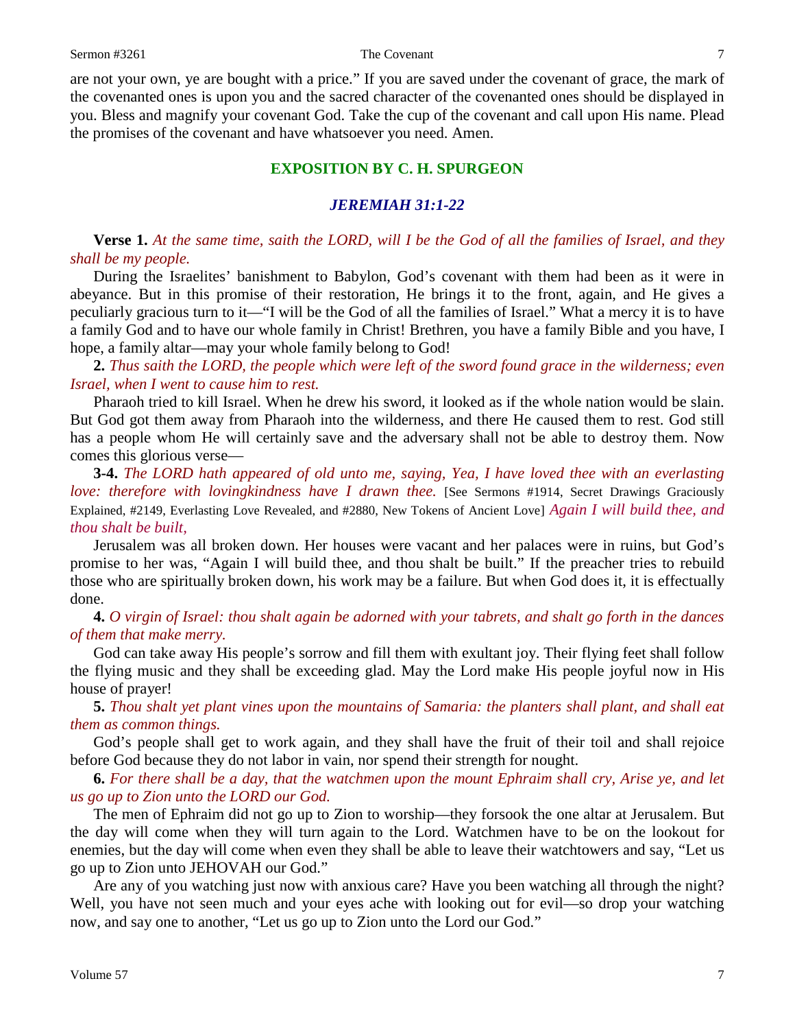are not your own, ye are bought with a price." If you are saved under the covenant of grace, the mark of the covenanted ones is upon you and the sacred character of the covenanted ones should be displayed in you. Bless and magnify your covenant God. Take the cup of the covenant and call upon His name. Plead the promises of the covenant and have whatsoever you need. Amen.

## EXPOSITION BY C. H. SPURGEON

### *JEREMIAH 31:1-22*

**Verse 1.** *At the same time, saith the LORD, will I be the God of all the families of Israel, and they shall be my people.*

During the Israelites' banishment to Babylon, God's covenant with them had been as it were in abeyance. But in this promise of their restoration, He brings it to the front, again, and He gives a peculiarly gracious turn to it—"I will be the God of all the families of Israel." What a mercy it is to have a family God and to have our whole family in Christ! Brethren, you have a family Bible and you have, I hope, a family altar—may your whole family belong to God!

**2.** *Thus saith the LORD, the people which were left of the sword found grace in the wilderness; even Israel, when I went to cause him to rest.*

Pharaoh tried to kill Israel. When he drew his sword, it looked as if the whole nation would be slain. But God got them away from Pharaoh into the wilderness, and there He caused them to rest. God still has a people whom He will certainly save and the adversary shall not be able to destroy them. Now comes this glorious verse—

**3-4.** *The LORD hath appeared of old unto me, saying, Yea, I have loved thee with an everlasting love: therefore with lovingkindness have I drawn thee.* [See Sermons #1914, Secret Drawings Graciously Explained, #2149, Everlasting Love Revealed, and #2880, New Tokens of Ancient Love] *Again I will build thee, and thou shalt be built,*

Jerusalem was all broken down. Her houses were vacant and her palaces were in ruins, but God's promise to her was, "Again I will build thee, and thou shalt be built." If the preacher tries to rebuild those who are spiritually broken down, his work may be a failure. But when God does it, it is effectually done.

**4.** *O virgin of Israel: thou shalt again be adorned with your tabrets, and shalt go forth in the dances of them that make merry.*

God can take away His people's sorrow and fill them with exultant joy. Their flying feet shall follow the flying music and they shall be exceeding glad. May the Lord make His people joyful now in His house of prayer!

**5.** *Thou shalt yet plant vines upon the mountains of Samaria: the planters shall plant, and shall eat them as common things.*

God's people shall get to work again, and they shall have the fruit of their toil and shall rejoice before God because they do not labor in vain, nor spend their strength for nought.

**6.** *For there shall be a day, that the watchmen upon the mount Ephraim shall cry, Arise ye, and let us go up to Zion unto the LORD our God.*

The men of Ephraim did not go up to Zion to worship—they forsook the one altar at Jerusalem. But the day will come when they will turn again to the Lord. Watchmen have to be on the lookout for enemies, but the day will come when even they shall be able to leave their watchtowers and say, "Let us go up to Zion unto JEHOVAH our God."

Are any of you watching just now with anxious care? Have you been watching all through the night? Well, you have not seen much and your eyes ache with looking out for evil—so drop your watching now, and say one to another, "Let us go up to Zion unto the Lord our God."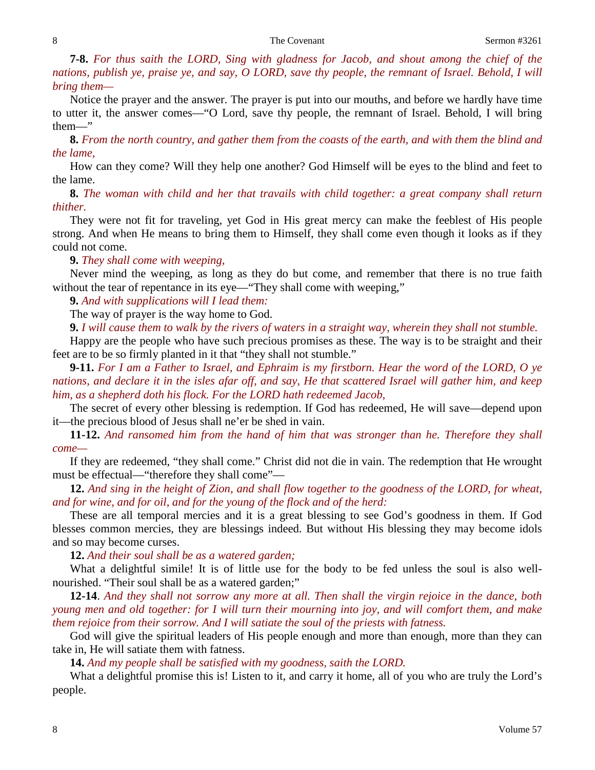**7-8.** *For thus saith the LORD, Sing with gladness for Jacob, and shout among the chief of the nations, publish ye, praise ye, and say, O LORD, save thy people, the remnant of Israel. Behold, I will bring them—*

Notice the prayer and the answer. The prayer is put into our mouths, and before we hardly have time to utter it, the answer comes—"O Lord, save thy people, the remnant of Israel. Behold, I will bring them—"

**8.** *From the north country, and gather them from the coasts of the earth, and with them the blind and the lame,*

How can they come? Will they help one another? God Himself will be eyes to the blind and feet to the lame.

**8.** *The woman with child and her that travails with child together: a great company shall return thither.*

They were not fit for traveling, yet God in His great mercy can make the feeblest of His people strong. And when He means to bring them to Himself, they shall come even though it looks as if they could not come.

**9.** *They shall come with weeping,*

Never mind the weeping, as long as they do but come, and remember that there is no true faith without the tear of repentance in its eye—"They shall come with weeping,"

**9.** *And with supplications will I lead them:*

The way of prayer is the way home to God.

**9.** *I will cause them to walk by the rivers of waters in a straight way, wherein they shall not stumble.*

Happy are the people who have such precious promises as these. The way is to be straight and their feet are to be so firmly planted in it that "they shall not stumble."

**9-11.** *For I am a Father to Israel, and Ephraim is my firstborn. Hear the word of the LORD, O ye nations, and declare it in the isles afar off, and say, He that scattered Israel will gather him, and keep him, as a shepherd doth his flock. For the LORD hath redeemed Jacob,*

The secret of every other blessing is redemption. If God has redeemed, He will save—depend upon it—the precious blood of Jesus shall ne'er be shed in vain.

**11-12.** *And ransomed him from the hand of him that was stronger than he. Therefore they shall come—*

If they are redeemed, "they shall come." Christ did not die in vain. The redemption that He wrought must be effectual—"therefore they shall come"—

**12.** *And sing in the height of Zion, and shall flow together to the goodness of the LORD, for wheat, and for wine, and for oil, and for the young of the flock and of the herd:*

These are all temporal mercies and it is a great blessing to see God's goodness in them. If God blesses common mercies, they are blessings indeed. But without His blessing they may become idols and so may become curses.

**12.** *And their soul shall be as a watered garden;*

What a delightful simile! It is of little use for the body to be fed unless the soul is also well-nourished. "Their soul shall be as a watered garden;"

**12-14**. *And they shall not sorrow any more at all. Then shall the virgin rejoice in the dance, both young men and old together: for I will turn their mourning into joy, and will comfort them, and make them rejoice from their sorrow. And I will satiate the soul of the priests with fatness.*

God will give the spiritual leaders of His people enough and more than enough, more than they can take in, He will satiate them with fatness.

**14.** *And my people shall be satisfied with my goodness, saith the LORD.*

What a delightful promise this is! Listen to it, and carry it home, all of you who are truly the Lord's people.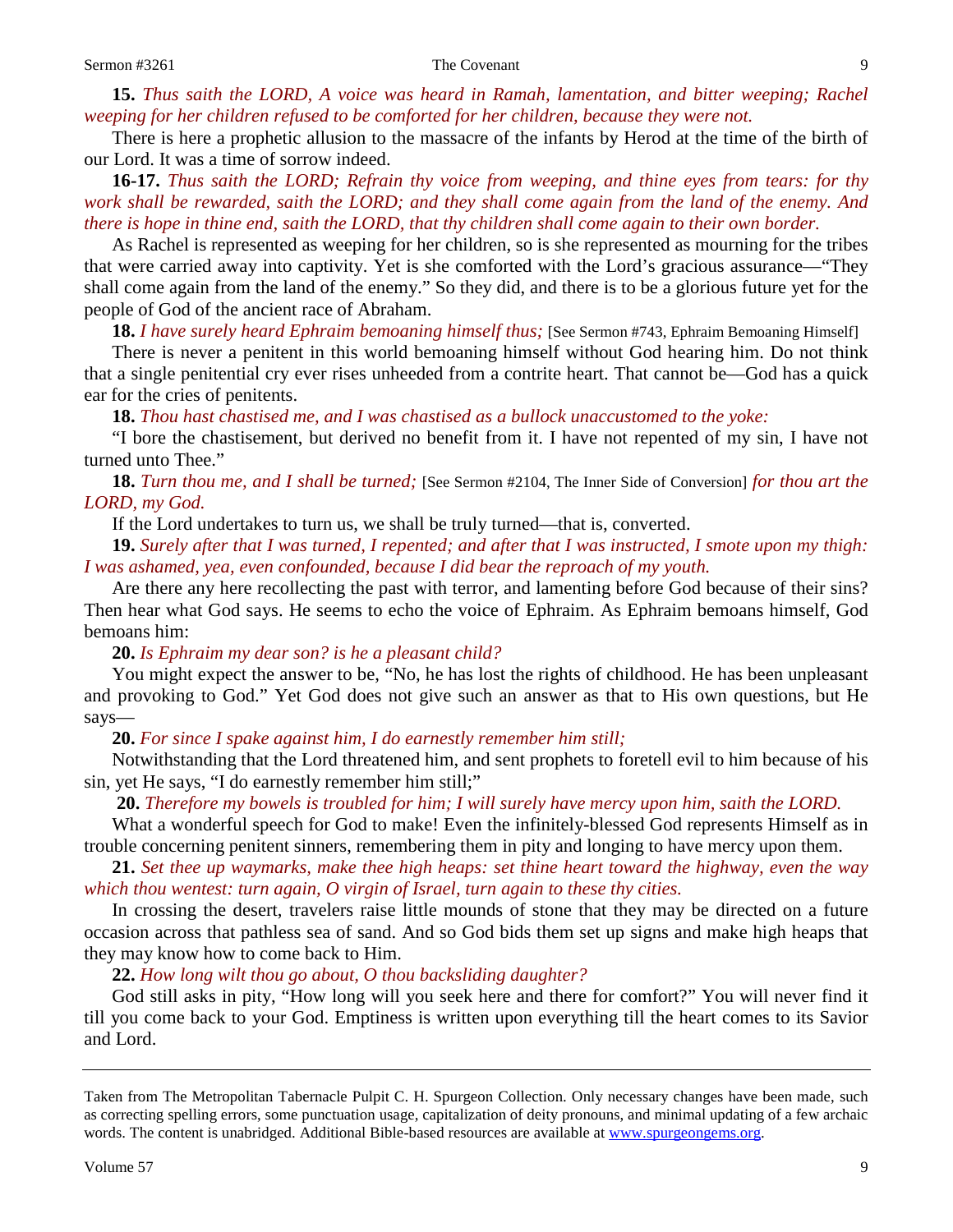**15.** *Thus saith the LORD, A voice was heard in Ramah, lamentation, and bitter weeping; Rachel weeping for her children refused to be comforted for her children, because they were not.*

There is here a prophetic allusion to the massacre of the infants by Herod at the time of the birth of our Lord. It was a time of sorrow indeed.

**16-17.** *Thus saith the LORD; Refrain thy voice from weeping, and thine eyes from tears: for thy work shall be rewarded, saith the LORD; and they shall come again from the land of the enemy. And there is hope in thine end, saith the LORD, that thy children shall come again to their own border.*

As Rachel is represented as weeping for her children, so is she represented as mourning for the tribes that were carried away into captivity. Yet is she comforted with the Lord's gracious assurance—"They shall come again from the land of the enemy." So they did, and there is to be a glorious future yet for the people of God of the ancient race of Abraham.

**18.** *I have surely heard Ephraim bemoaning himself thus;* [See Sermon #743, Ephraim Bemoaning Himself]

There is never a penitent in this world bemoaning himself without God hearing him. Do not think that a single penitential cry ever rises unheeded from a contrite heart. That cannot be—God has a quick ear for the cries of penitents.

**18.** *Thou hast chastised me, and I was chastised as a bullock unaccustomed to the yoke:*

"I bore the chastisement, but derived no benefit from it. I have not repented of my sin, I have not turned unto Thee."

**18.** *Turn thou me, and I shall be turned;* [See Sermon #2104, The Inner Side of Conversion] *for thou art the LORD, my God.*

If the Lord undertakes to turn us, we shall be truly turned—that is, converted.

**19.** *Surely after that I was turned, I repented; and after that I was instructed, I smote upon my thigh: I was ashamed, yea, even confounded, because I did bear the reproach of my youth.*

Are there any here recollecting the past with terror, and lamenting before God because of their sins? Then hear what God says. He seems to echo the voice of Ephraim. As Ephraim bemoans himself, God bemoans him:

**20.** *Is Ephraim my dear son? is he a pleasant child?*

You might expect the answer to be, "No, he has lost the rights of childhood. He has been unpleasant and provoking to God." Yet God does not give such an answer as that to His own questions, but He says—

**20.** *For since I spake against him, I do earnestly remember him still;*

Notwithstanding that the Lord threatened him, and sent prophets to foretell evil to him because of his sin, yet He says, "I do earnestly remember him still;"

**20.** *Therefore my bowels is troubled for him; I will surely have mercy upon him, saith the LORD.*

What a wonderful speech for God to make! Even the infinitely-blessed God represents Himself as in trouble concerning penitent sinners, remembering them in pity and longing to have mercy upon them.

**21.** *Set thee up waymarks, make thee high heaps: set thine heart toward the highway, even the way which thou wentest: turn again, O virgin of Israel, turn again to these thy cities.*

In crossing the desert, travelers raise little mounds of stone that they may be directed on a future occasion across that pathless sea of sand. And so God bids them set up signs and make high heaps that they may know how to come back to Him.

**22.** *How long wilt thou go about, O thou backsliding daughter?*

God still asks in pity, "How long will you seek here and there for comfort?" You will never find it till you come back to your God. Emptiness is written upon everything till the heart comes to its Savior and Lord.

---

Taken from The Metropolitan Tabernacle Pulpit C. H. Spurgeon Collection. Only necessary changes have been made, such as correcting spelling errors, some punctuation usage, capitalization of deity pronouns, and minimal updating of a few archaic words. The content is unabridged. Additional Bible-based resources are available at www.spurgeongems.org.